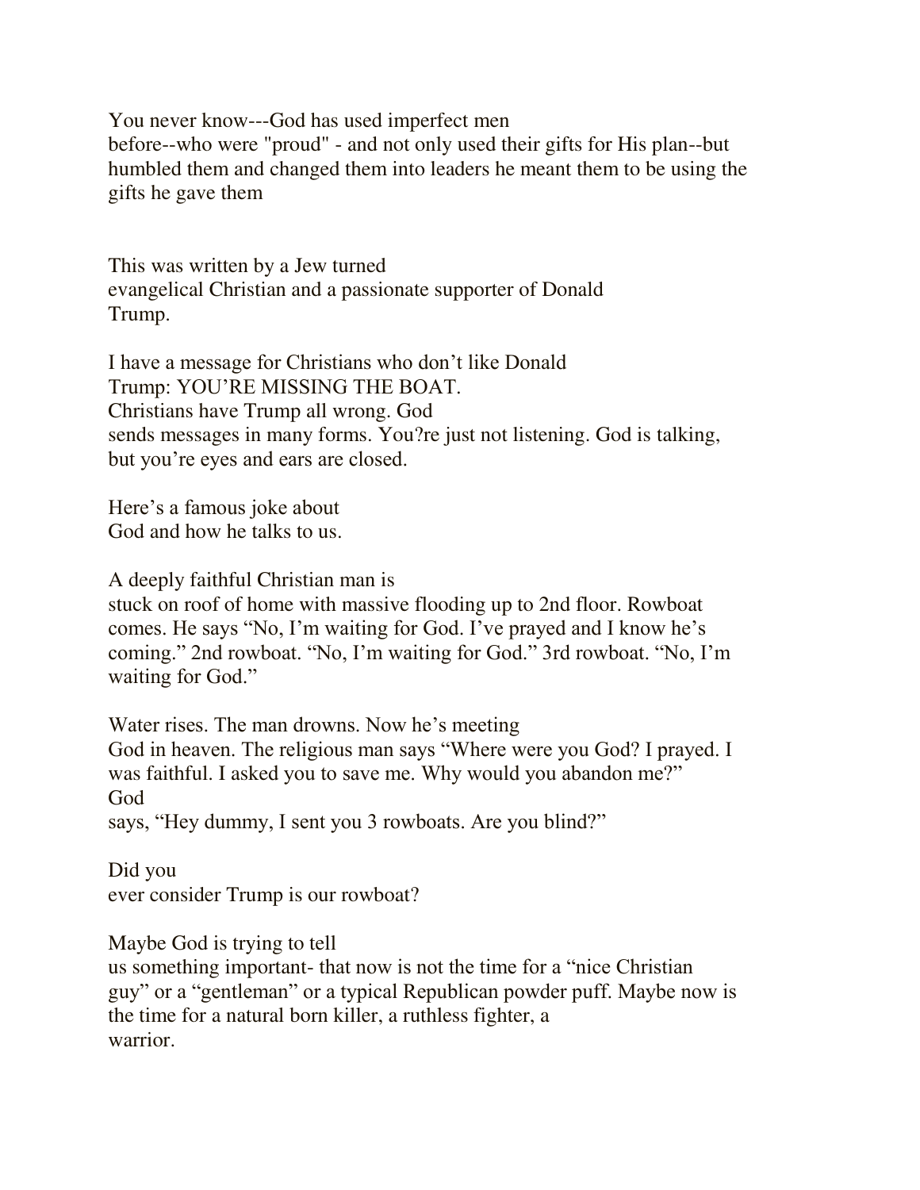You never know---God has used imperfect men before--who were "proud" - and not only used their gifts for His plan--but humbled them and changed them into leaders he meant them to be using the gifts he gave them

This was written by a Jew turned evangelical Christian and a passionate supporter of Donald Trump.

I have a message for Christians who don't like Donald Trump: YOU'RE MISSING THE BOAT. Christians have Trump all wrong. God sends messages in many forms. You?re just not listening. God is talking, but you're eyes and ears are closed.

Here's a famous joke about God and how he talks to us.

A deeply faithful Christian man is stuck on roof of home with massive flooding up to 2nd floor. Rowboat comes. He says "No, I'm waiting for God. I've prayed and I know he's coming." 2nd rowboat. "No, I'm waiting for God." 3rd rowboat. "No, I'm waiting for God."

Water rises. The man drowns. Now he's meeting God in heaven. The religious man says "Where were you God? I prayed. I was faithful. I asked you to save me. Why would you abandon me?" God says, "Hey dummy, I sent you 3 rowboats. Are you blind?"

Did you ever consider Trump is our rowboat?

Maybe God is trying to tell us something important- that now is not the time for a "nice Christian guy" or a "gentleman" or a typical Republican powder puff. Maybe now is the time for a natural born killer, a ruthless fighter, a warrior.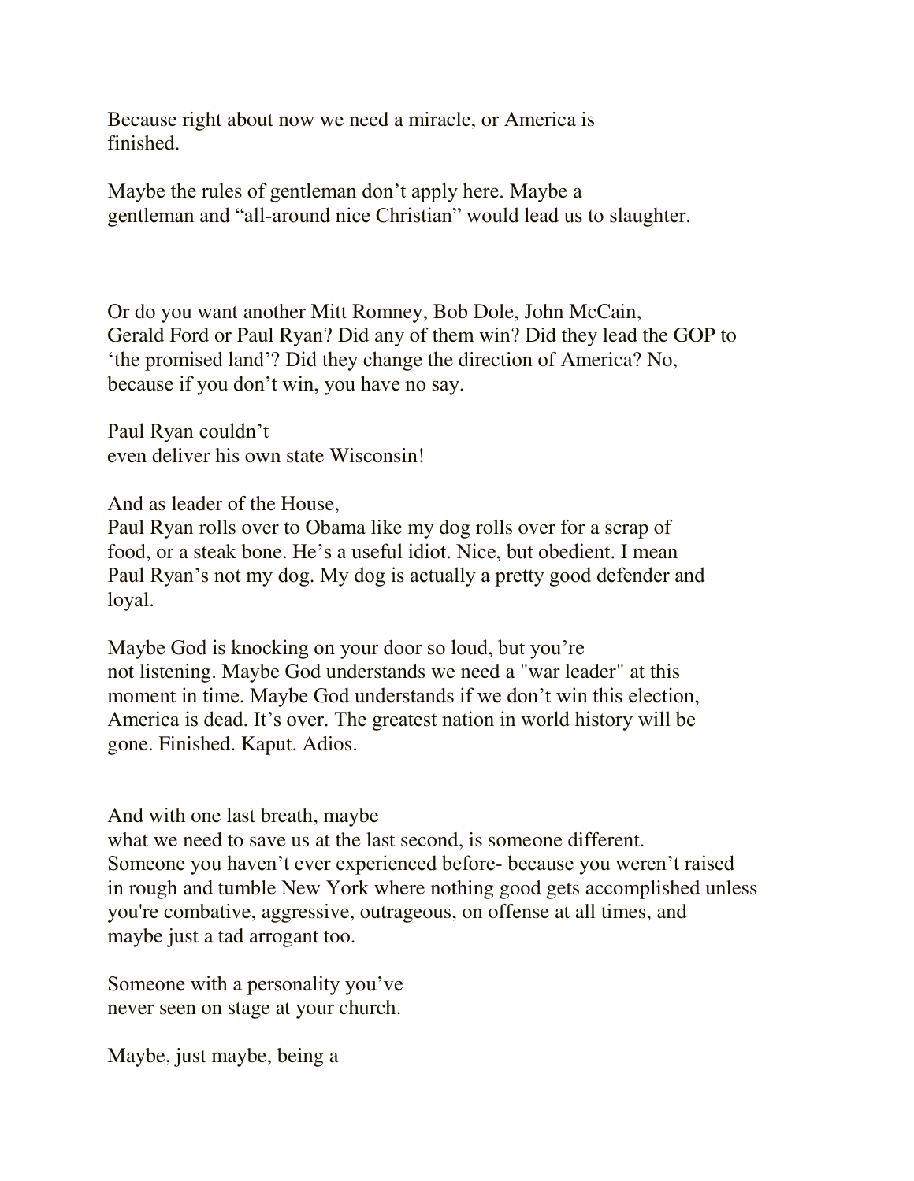Because right about now we need a miracle, or America is finished.

Maybe the rules of gentleman don't apply here. Maybe a gentleman and "all-around nice Christian" would lead us to slaughter.

Or do you want another Mitt Romney, Bob Dole, John McCain, Gerald Ford or Paul Ryan? Did any of them win? Did they lead the GOP to 'the promised land'? Did they change the direction of America? No, because if you don't win, you have no say.

Paul Ryan couldn't even deliver his own state Wisconsin!

And as leader of the House, Paul Ryan rolls over to Obama like my dog rolls over for a scrap of food, or a steak bone. He's a useful idiot. Nice, but obedient. I mean Paul Ryan's not my dog. My dog is actually a pretty good defender and loyal.

Maybe God is knocking on your door so loud, but you're not listening. Maybe God understands we need a "war leader" at this moment in time. Maybe God understands if we don't win this election, America is dead. It's over. The greatest nation in world history will be gone. Finished. Kaput. Adios.

And with one last breath, maybe what we need to save us at the last second, is someone different. Someone you haven't ever experienced before- because you weren't raised in rough and tumble New York where nothing good gets accomplished unless you're combative, aggressive, outrageous, on offense at all times, and maybe just a tad arrogant too.

Someone with a personality you've never seen on stage at your church.

Maybe, just maybe, being a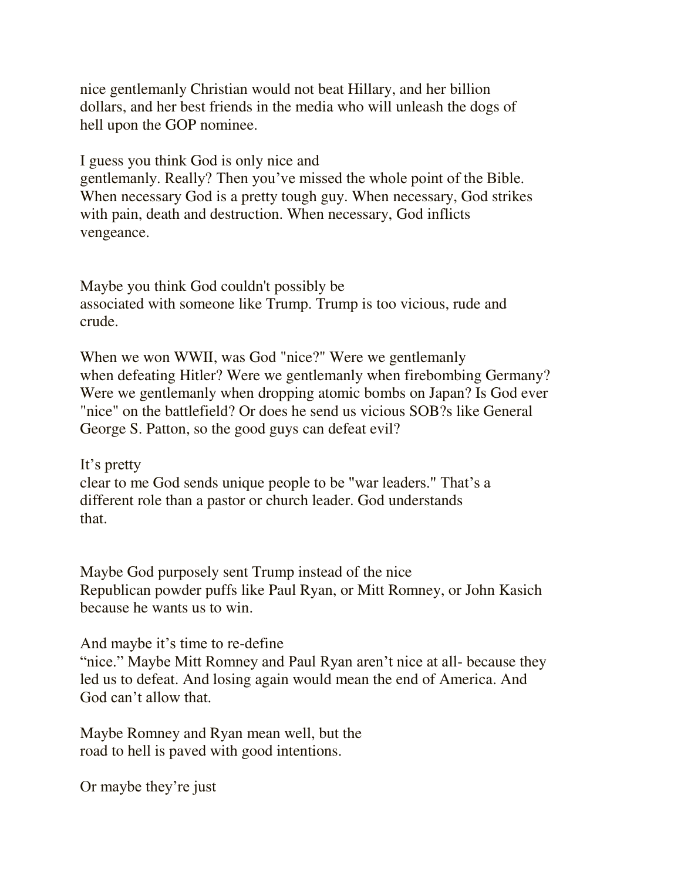nice gentlemanly Christian would not beat Hillary, and her billion dollars, and her best friends in the media who will unleash the dogs of hell upon the GOP nominee.

I guess you think God is only nice and gentlemanly. Really? Then you've missed the whole point of the Bible. When necessary God is a pretty tough guy. When necessary, God strikes with pain, death and destruction. When necessary, God inflicts vengeance.

Maybe you think God couldn't possibly be associated with someone like Trump. Trump is too vicious, rude and crude.

When we won WWII, was God "nice?" Were we gentlemanly when defeating Hitler? Were we gentlemanly when firebombing Germany? Were we gentlemanly when dropping atomic bombs on Japan? Is God ever "nice" on the battlefield? Or does he send us vicious SOB?s like General George S. Patton, so the good guys can defeat evil?

It's pretty clear to me God sends unique people to be "war leaders." That's a different role than a pastor or church leader. God understands that.

Maybe God purposely sent Trump instead of the nice Republican powder puffs like Paul Ryan, or Mitt Romney, or John Kasich because he wants us to win.

And maybe it's time to re-define "nice." Maybe Mitt Romney and Paul Ryan aren't nice at all- because they led us to defeat. And losing again would mean the end of America. And God can't allow that.

Maybe Romney and Ryan mean well, but the road to hell is paved with good intentions.

Or maybe they're just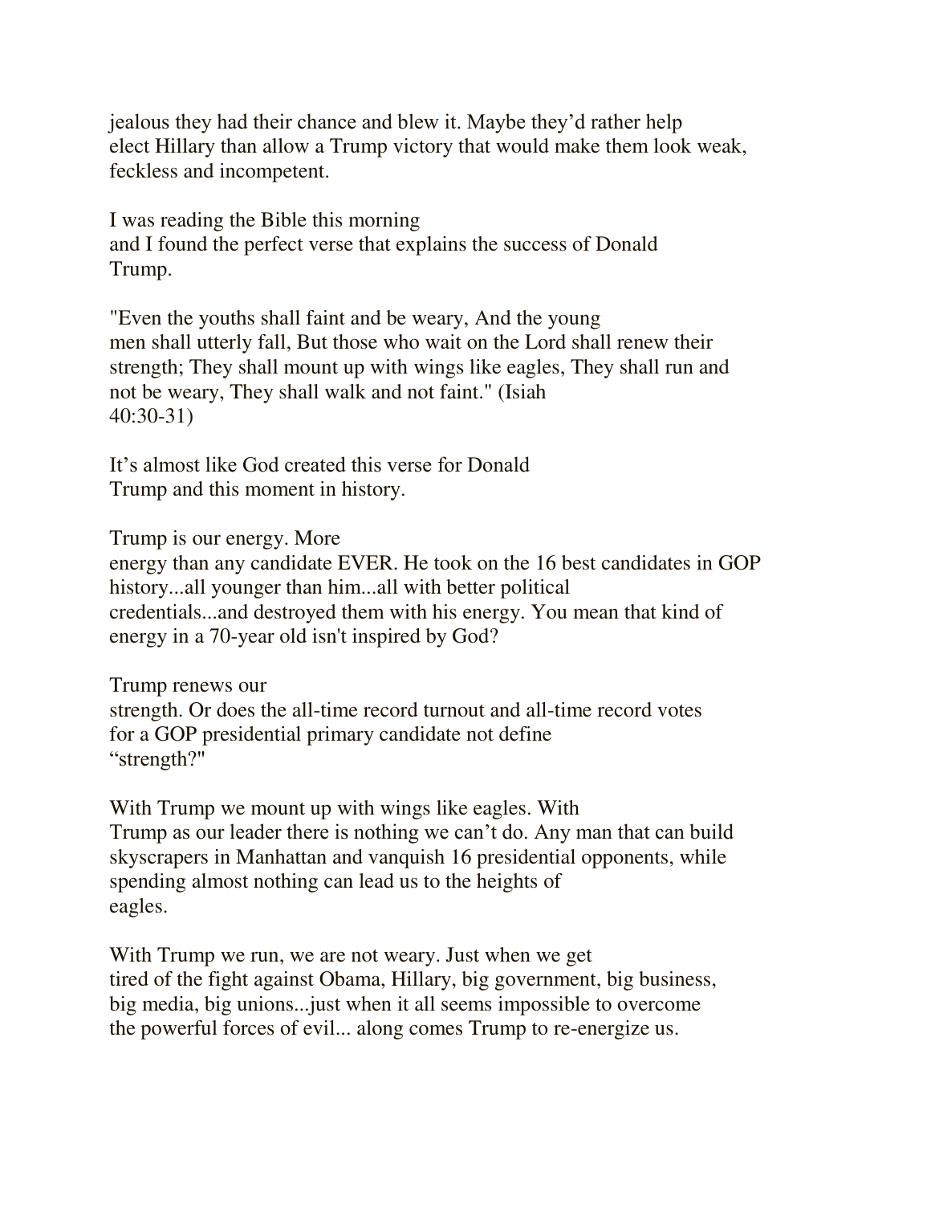jealous they had their chance and blew it. Maybe they'd rather help elect Hillary than allow a Trump victory that would make them look weak, feckless and incompetent.

I was reading the Bible this morning and I found the perfect verse that explains the success of Donald Trump.

"Even the youths shall faint and be weary, And the young men shall utterly fall, But those who wait on the Lord shall renew their strength; They shall mount up with wings like eagles, They shall run and not be weary, They shall walk and not faint." (Isiah 40:30-31)

It's almost like God created this verse for Donald Trump and this moment in history.

Trump is our energy. More energy than any candidate EVER. He took on the 16 best candidates in GOP history...all younger than him...all with better political credentials...and destroyed them with his energy. You mean that kind of energy in a 70-year old isn't inspired by God?

Trump renews our strength. Or does the all-time record turnout and all-time record votes for a GOP presidential primary candidate not define "strength?"

With Trump we mount up with wings like eagles. With Trump as our leader there is nothing we can't do. Any man that can build skyscrapers in Manhattan and vanquish 16 presidential opponents, while spending almost nothing can lead us to the heights of eagles.

With Trump we run, we are not weary. Just when we get tired of the fight against Obama, Hillary, big government, big business, big media, big unions...just when it all seems impossible to overcome the powerful forces of evil... along comes Trump to re-energize us.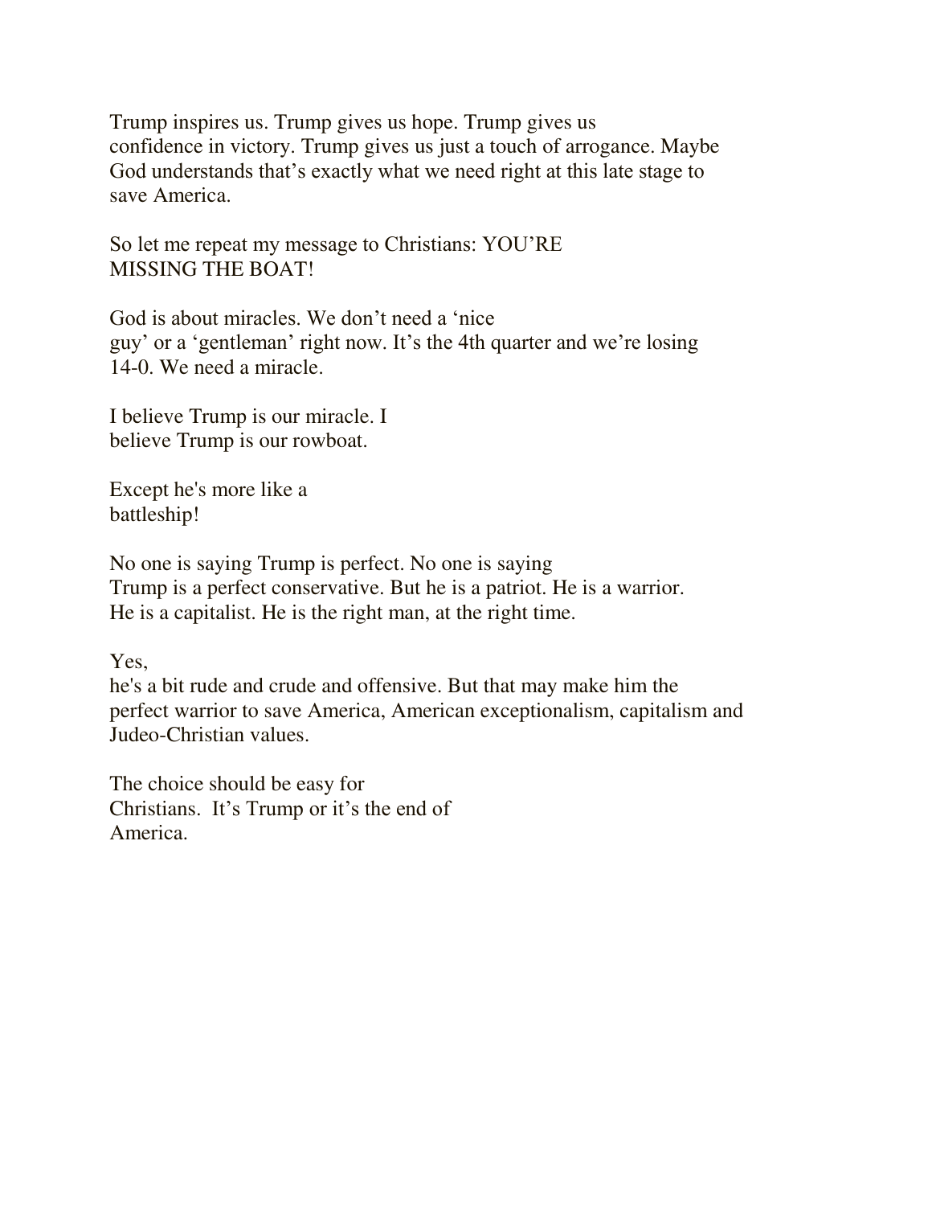Trump inspires us. Trump gives us hope. Trump gives us confidence in victory. Trump gives us just a touch of arrogance. Maybe God understands that's exactly what we need right at this late stage to save America.

So let me repeat my message to Christians: YOU'RE MISSING THE BOAT!

God is about miracles. We don't need a 'nice guy' or a 'gentleman' right now. It's the 4th quarter and we're losing 14-0. We need a miracle.

I believe Trump is our miracle. I believe Trump is our rowboat.

Except he's more like a battleship!

No one is saying Trump is perfect. No one is saying Trump is a perfect conservative. But he is a patriot. He is a warrior. He is a capitalist. He is the right man, at the right time.

Yes, he's a bit rude and crude and offensive. But that may make him the perfect warrior to save America, American exceptionalism, capitalism and Judeo-Christian values.

The choice should be easy for Christians. It's Trump or it's the end of America.